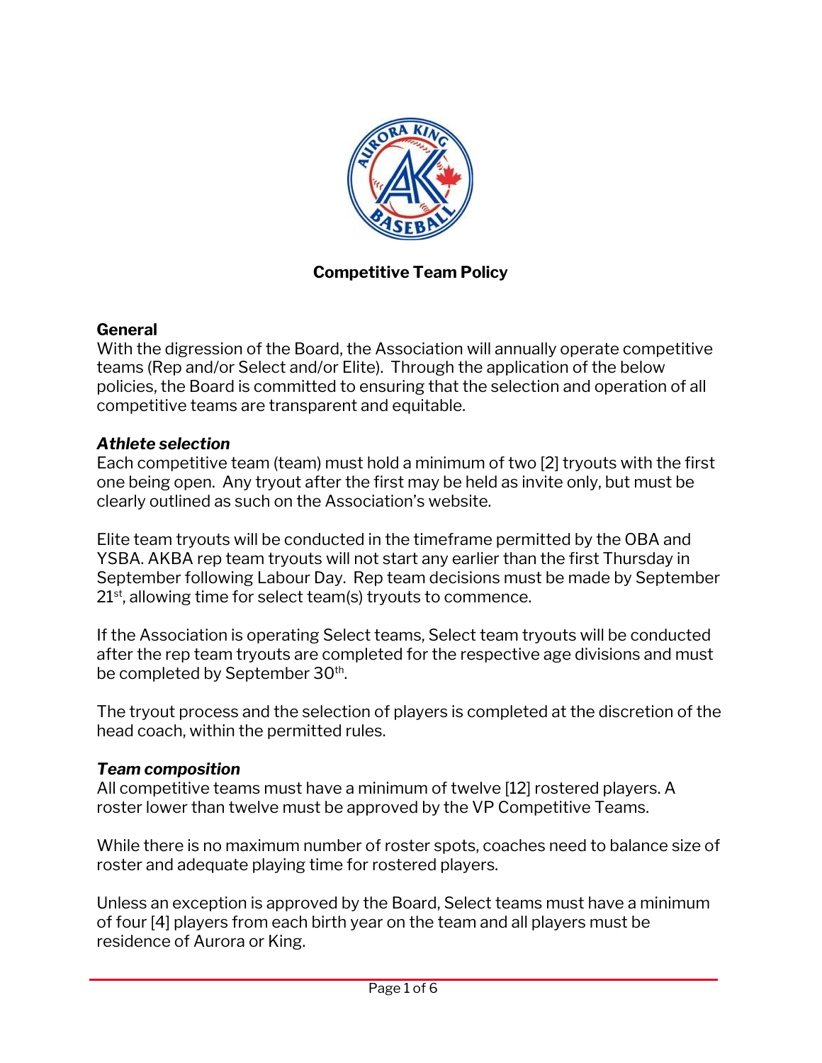## Competitive Team Policy

**General**

With the digression of the Board, the Association will annually operate competitive teams (Rep and/or Select and/or Elite). Through the application of the below policies, the Board is committed to ensuring that the selection and operation of all competitive teams are transparent and equitable.

***Athlete selection***

Each competitive team (team) must hold a minimum of two [2] tryouts with the first one being open. Any tryout after the first may be held as invite only, but must be clearly outlined as such on the Association's website.

Elite team tryouts will be conducted in the timeframe permitted by the OBA and YSBA. AKBA rep team tryouts will not start any earlier than the first Thursday in September following Labour Day. Rep team decisions must be made by September 21st, allowing time for select team(s) tryouts to commence.

If the Association is operating Select teams, Select team tryouts will be conducted after the rep team tryouts are completed for the respective age divisions and must be completed by September 30th.

The tryout process and the selection of players is completed at the discretion of the head coach, within the permitted rules.

***Team composition***

All competitive teams must have a minimum of twelve [12] rostered players. A roster lower than twelve must be approved by the VP Competitive Teams.

While there is no maximum number of roster spots, coaches need to balance size of roster and adequate playing time for rostered players.

Unless an exception is approved by the Board, Select teams must have a minimum of four [4] players from each birth year on the team and all players must be residence of Aurora or King.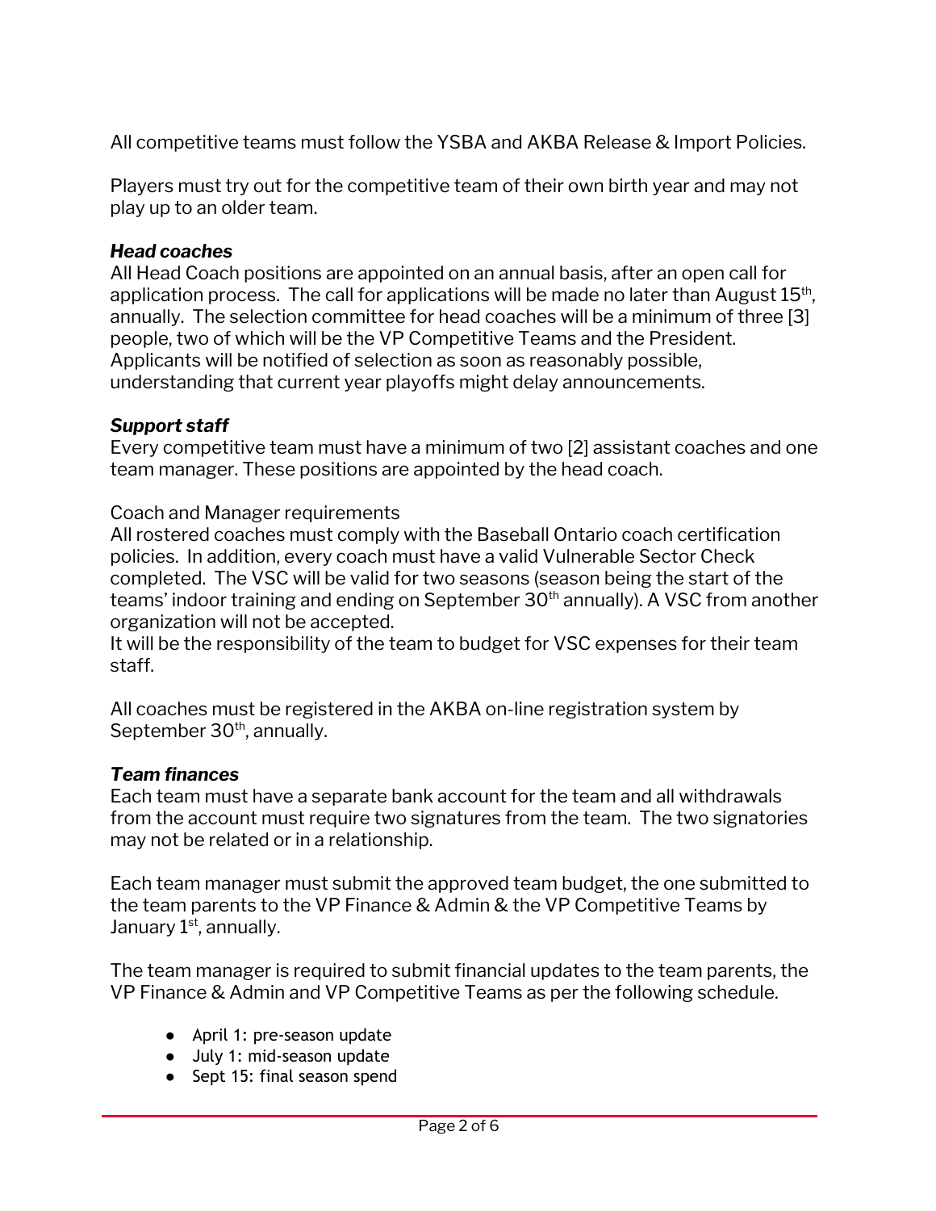All competitive teams must follow the YSBA and AKBA Release & Import Policies.

Players must try out for the competitive team of their own birth year and may not play up to an older team.

***Head coaches***
All Head Coach positions are appointed on an annual basis, after an open call for application process. The call for applications will be made no later than August 15th, annually. The selection committee for head coaches will be a minimum of three [3] people, two of which will be the VP Competitive Teams and the President. Applicants will be notified of selection as soon as reasonably possible, understanding that current year playoffs might delay announcements.

***Support staff***
Every competitive team must have a minimum of two [2] assistant coaches and one team manager. These positions are appointed by the head coach.

Coach and Manager requirements
All rostered coaches must comply with the Baseball Ontario coach certification policies. In addition, every coach must have a valid Vulnerable Sector Check completed. The VSC will be valid for two seasons (season being the start of the teams' indoor training and ending on September 30th annually). A VSC from another organization will not be accepted.
It will be the responsibility of the team to budget for VSC expenses for their team staff.

All coaches must be registered in the AKBA on-line registration system by September 30th, annually.

***Team finances***
Each team must have a separate bank account for the team and all withdrawals from the account must require two signatures from the team. The two signatories may not be related or in a relationship.

Each team manager must submit the approved team budget, the one submitted to the team parents to the VP Finance & Admin & the VP Competitive Teams by January 1st, annually.

The team manager is required to submit financial updates to the team parents, the VP Finance & Admin and VP Competitive Teams as per the following schedule.

- April 1: pre-season update
- July 1: mid-season update
- Sept 15: final season spend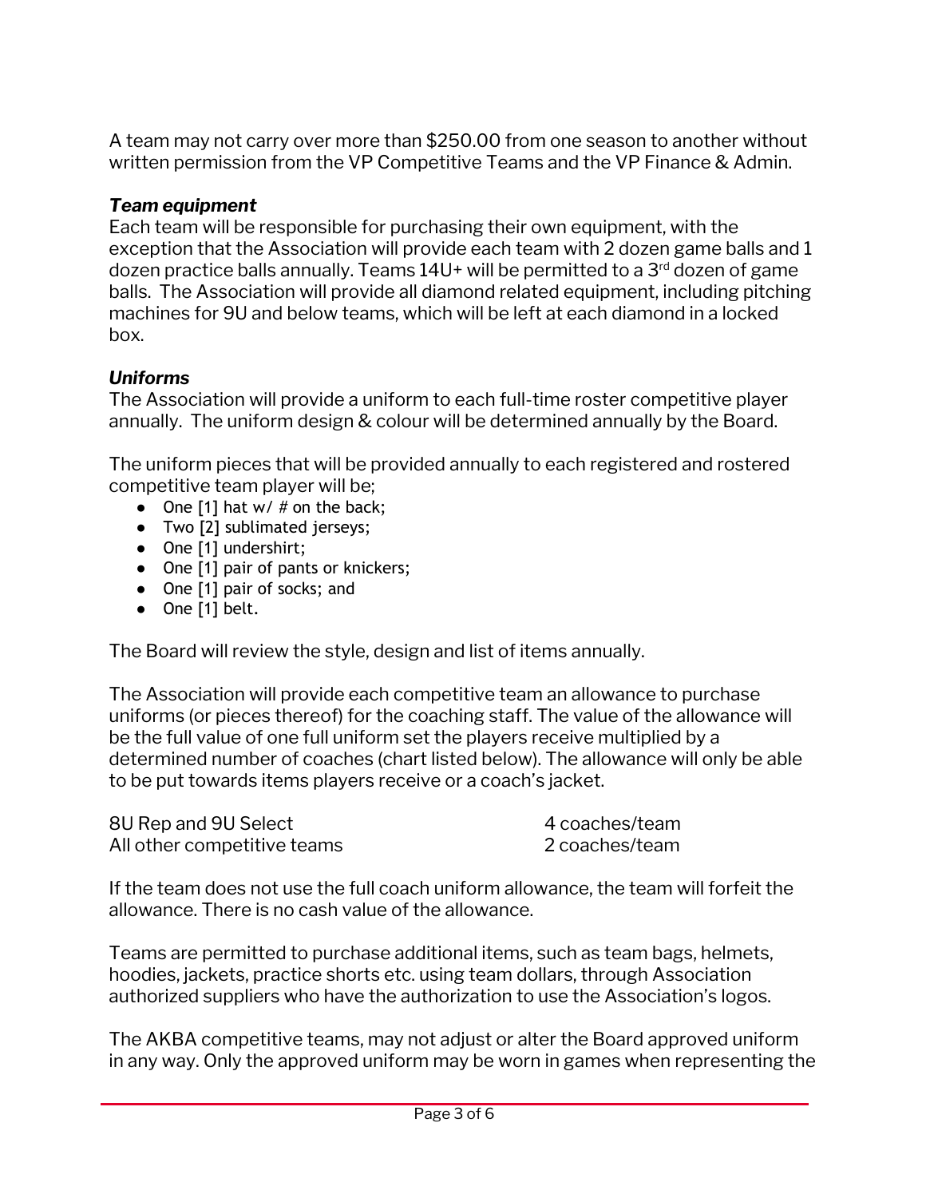A team may not carry over more than $250.00 from one season to another without written permission from the VP Competitive Teams and the VP Finance & Admin.

***Team equipment***

Each team will be responsible for purchasing their own equipment, with the exception that the Association will provide each team with 2 dozen game balls and 1 dozen practice balls annually. Teams 14U+ will be permitted to a 3rd dozen of game balls. The Association will provide all diamond related equipment, including pitching machines for 9U and below teams, which will be left at each diamond in a locked box.

***Uniforms***

The Association will provide a uniform to each full-time roster competitive player annually. The uniform design & colour will be determined annually by the Board.

The uniform pieces that will be provided annually to each registered and rostered competitive team player will be;

- One [1] hat w/ # on the back;
- Two [2] sublimated jerseys;
- One [1] undershirt;
- One [1] pair of pants or knickers;
- One [1] pair of socks; and
- One [1] belt.

The Board will review the style, design and list of items annually.

The Association will provide each competitive team an allowance to purchase uniforms (or pieces thereof) for the coaching staff. The value of the allowance will be the full value of one full uniform set the players receive multiplied by a determined number of coaches (chart listed below). The allowance will only be able to be put towards items players receive or a coach's jacket.

| | |
|---|---|
| 8U Rep and 9U Select | 4 coaches/team |
| All other competitive teams | 2 coaches/team |

If the team does not use the full coach uniform allowance, the team will forfeit the allowance. There is no cash value of the allowance.

Teams are permitted to purchase additional items, such as team bags, helmets, hoodies, jackets, practice shorts etc. using team dollars, through Association authorized suppliers who have the authorization to use the Association's logos.

The AKBA competitive teams, may not adjust or alter the Board approved uniform in any way. Only the approved uniform may be worn in games when representing the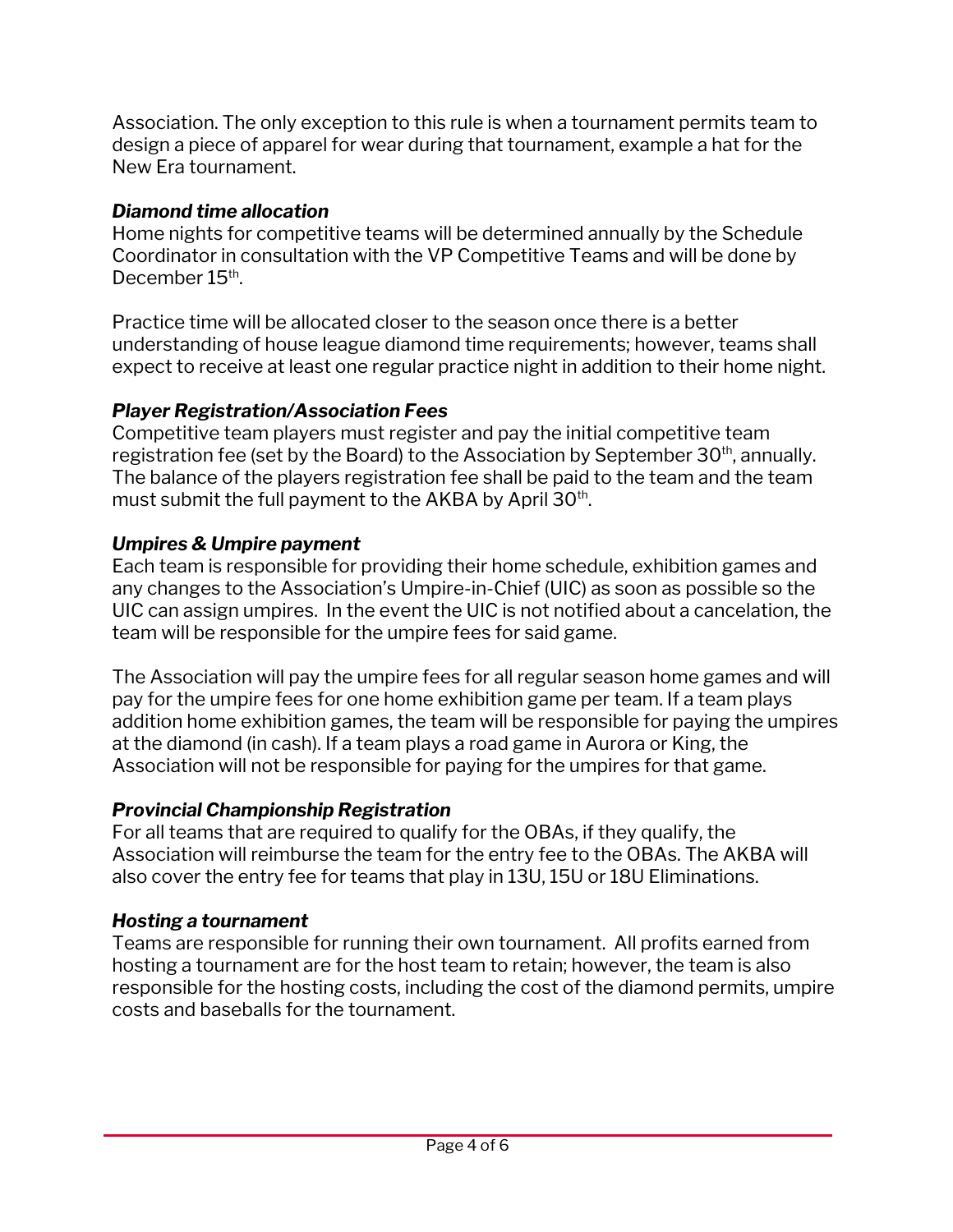Association. The only exception to this rule is when a tournament permits team to design a piece of apparel for wear during that tournament, example a hat for the New Era tournament.

***Diamond time allocation***
Home nights for competitive teams will be determined annually by the Schedule Coordinator in consultation with the VP Competitive Teams and will be done by December 15th.

Practice time will be allocated closer to the season once there is a better understanding of house league diamond time requirements; however, teams shall expect to receive at least one regular practice night in addition to their home night.

***Player Registration/Association Fees***
Competitive team players must register and pay the initial competitive team registration fee (set by the Board) to the Association by September 30th, annually. The balance of the players registration fee shall be paid to the team and the team must submit the full payment to the AKBA by April 30th.

***Umpires & Umpire payment***
Each team is responsible for providing their home schedule, exhibition games and any changes to the Association's Umpire-in-Chief (UIC) as soon as possible so the UIC can assign umpires. In the event the UIC is not notified about a cancelation, the team will be responsible for the umpire fees for said game.

The Association will pay the umpire fees for all regular season home games and will pay for the umpire fees for one home exhibition game per team. If a team plays addition home exhibition games, the team will be responsible for paying the umpires at the diamond (in cash). If a team plays a road game in Aurora or King, the Association will not be responsible for paying for the umpires for that game.

***Provincial Championship Registration***
For all teams that are required to qualify for the OBAs, if they qualify, the Association will reimburse the team for the entry fee to the OBAs. The AKBA will also cover the entry fee for teams that play in 13U, 15U or 18U Eliminations.

***Hosting a tournament***
Teams are responsible for running their own tournament. All profits earned from hosting a tournament are for the host team to retain; however, the team is also responsible for the hosting costs, including the cost of the diamond permits, umpire costs and baseballs for the tournament.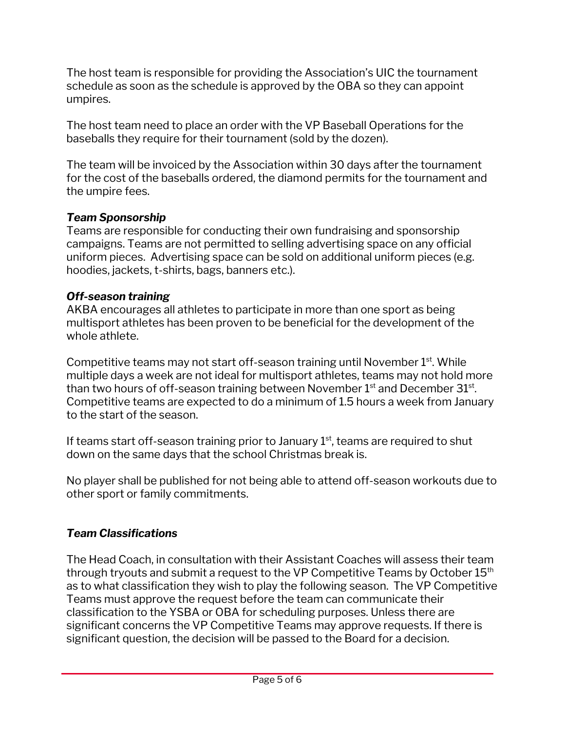The host team is responsible for providing the Association's UIC the tournament schedule as soon as the schedule is approved by the OBA so they can appoint umpires.

The host team need to place an order with the VP Baseball Operations for the baseballs they require for their tournament (sold by the dozen).

The team will be invoiced by the Association within 30 days after the tournament for the cost of the baseballs ordered, the diamond permits for the tournament and the umpire fees.

***Team Sponsorship***
Teams are responsible for conducting their own fundraising and sponsorship campaigns. Teams are not permitted to selling advertising space on any official uniform pieces. Advertising space can be sold on additional uniform pieces (e.g. hoodies, jackets, t-shirts, bags, banners etc.).

***Off-season training***
AKBA encourages all athletes to participate in more than one sport as being multisport athletes has been proven to be beneficial for the development of the whole athlete.

Competitive teams may not start off-season training until November 1st. While multiple days a week are not ideal for multisport athletes, teams may not hold more than two hours of off-season training between November 1st and December 31st. Competitive teams are expected to do a minimum of 1.5 hours a week from January to the start of the season.

If teams start off-season training prior to January 1st, teams are required to shut down on the same days that the school Christmas break is.

No player shall be published for not being able to attend off-season workouts due to other sport or family commitments.

***Team Classifications***

The Head Coach, in consultation with their Assistant Coaches will assess their team through tryouts and submit a request to the VP Competitive Teams by October 15th as to what classification they wish to play the following season. The VP Competitive Teams must approve the request before the team can communicate their classification to the YSBA or OBA for scheduling purposes. Unless there are significant concerns the VP Competitive Teams may approve requests. If there is significant question, the decision will be passed to the Board for a decision.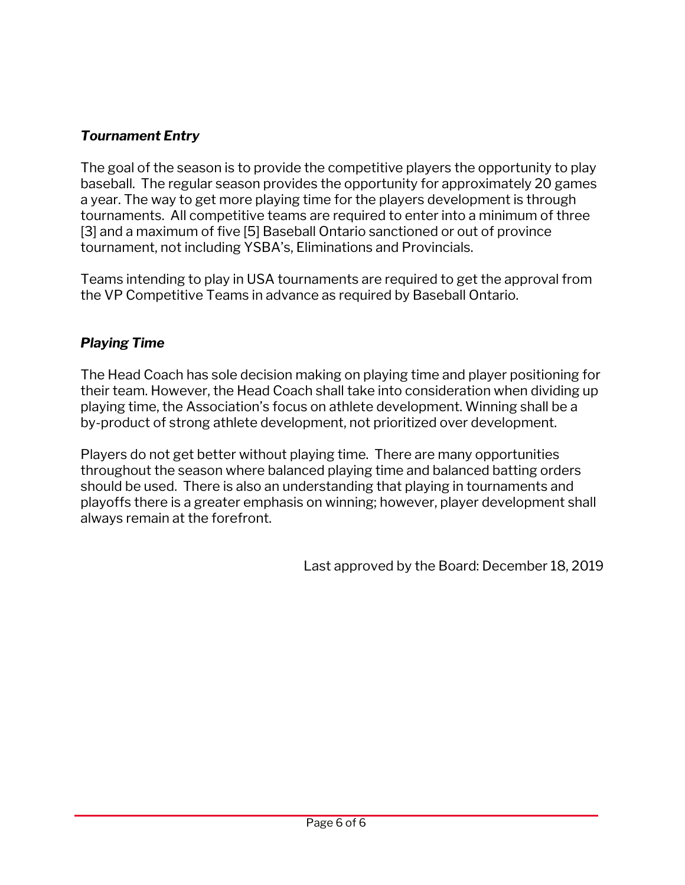### ***Tournament Entry***

The goal of the season is to provide the competitive players the opportunity to play baseball. The regular season provides the opportunity for approximately 20 games a year. The way to get more playing time for the players development is through tournaments. All competitive teams are required to enter into a minimum of three [3] and a maximum of five [5] Baseball Ontario sanctioned or out of province tournament, not including YSBA's, Eliminations and Provincials.

Teams intending to play in USA tournaments are required to get the approval from the VP Competitive Teams in advance as required by Baseball Ontario.

### ***Playing Time***

The Head Coach has sole decision making on playing time and player positioning for their team. However, the Head Coach shall take into consideration when dividing up playing time, the Association's focus on athlete development. Winning shall be a by-product of strong athlete development, not prioritized over development.

Players do not get better without playing time. There are many opportunities throughout the season where balanced playing time and balanced batting orders should be used. There is also an understanding that playing in tournaments and playoffs there is a greater emphasis on winning; however, player development shall always remain at the forefront.

Last approved by the Board: December 18, 2019